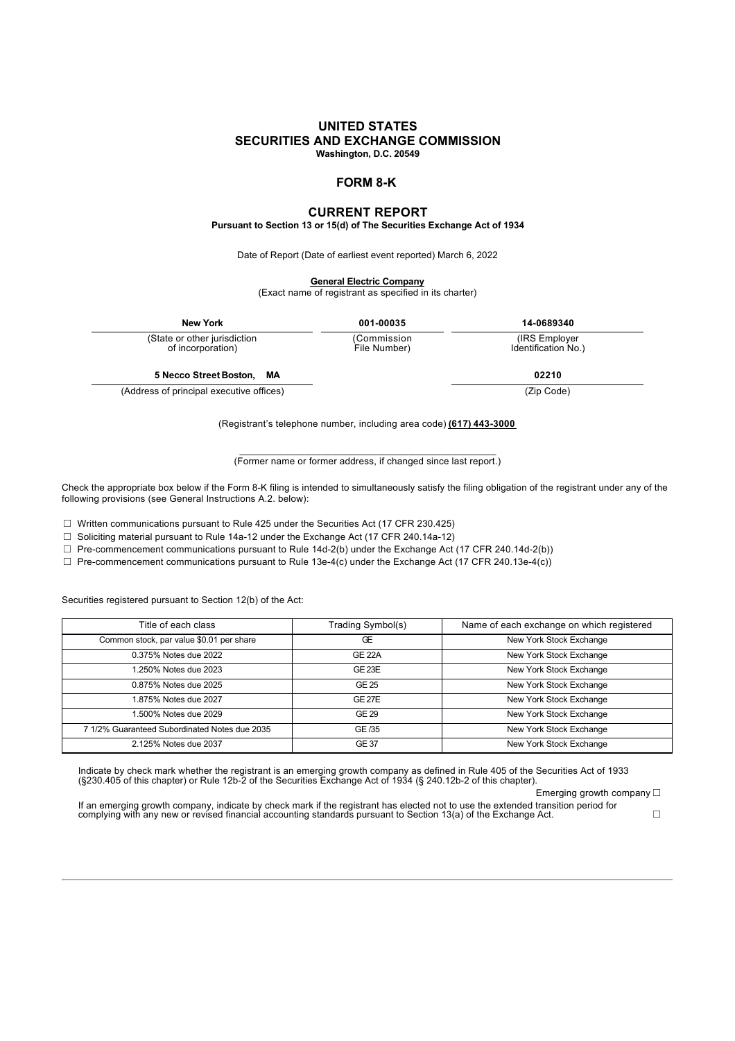# UNITED STATES
# SECURITIES AND EXCHANGE COMMISSION
**Washington, D.C. 20549**

## FORM 8-K

## CURRENT REPORT
**Pursuant to Section 13 or 15(d) of The Securities Exchange Act of 1934**

Date of Report (Date of earliest event reported) March 6, 2022

**General Electric Company**
(Exact name of registrant as specified in its charter)

| **New York** | **001-00035** | **14-0689340** |
|---|---|---|
| (State or other jurisdiction of incorporation) | (Commission File Number) | (IRS Employer Identification No.) |

| **5 Necco Street Boston, MA** | **02210** |
|---|---|
| (Address of principal executive offices) | (Zip Code) |

(Registrant's telephone number, including area code) **(617) 443-3000**

\_\_\_\_\_\_\_\_\_\_\_\_\_\_\_\_\_\_\_\_\_\_\_\_\_\_\_\_\_\_\_\_\_\_\_\_\_\_\_\_\_\_\_\_
(Former name or former address, if changed since last report.)

Check the appropriate box below if the Form 8-K filing is intended to simultaneously satisfy the filing obligation of the registrant under any of the following provisions (see General Instructions A.2. below):

☐ Written communications pursuant to Rule 425 under the Securities Act (17 CFR 230.425)

☐ Soliciting material pursuant to Rule 14a-12 under the Exchange Act (17 CFR 240.14a-12)

☐ Pre-commencement communications pursuant to Rule 14d-2(b) under the Exchange Act (17 CFR 240.14d-2(b))

☐ Pre-commencement communications pursuant to Rule 13e-4(c) under the Exchange Act (17 CFR 240.13e-4(c))

Securities registered pursuant to Section 12(b) of the Act:

| Title of each class | Trading Symbol(s) | Name of each exchange on which registered |
|---|---|---|
| Common stock, par value $0.01 per share | GE | New York Stock Exchange |
| 0.375% Notes due 2022 | GE 22A | New York Stock Exchange |
| 1.250% Notes due 2023 | GE 23E | New York Stock Exchange |
| 0.875% Notes due 2025 | GE 25 | New York Stock Exchange |
| 1.875% Notes due 2027 | GE 27E | New York Stock Exchange |
| 1.500% Notes due 2029 | GE 29 | New York Stock Exchange |
| 7 1/2% Guaranteed Subordinated Notes due 2035 | GE /35 | New York Stock Exchange |
| 2.125% Notes due 2037 | GE 37 | New York Stock Exchange |

Indicate by check mark whether the registrant is an emerging growth company as defined in Rule 405 of the Securities Act of 1933 (§230.405 of this chapter) or Rule 12b-2 of the Securities Exchange Act of 1934 (§ 240.12b-2 of this chapter).

Emerging growth company ☐

If an emerging growth company, indicate by check mark if the registrant has elected not to use the extended transition period for complying with any new or revised financial accounting standards pursuant to Section 13(a) of the Exchange Act. ☐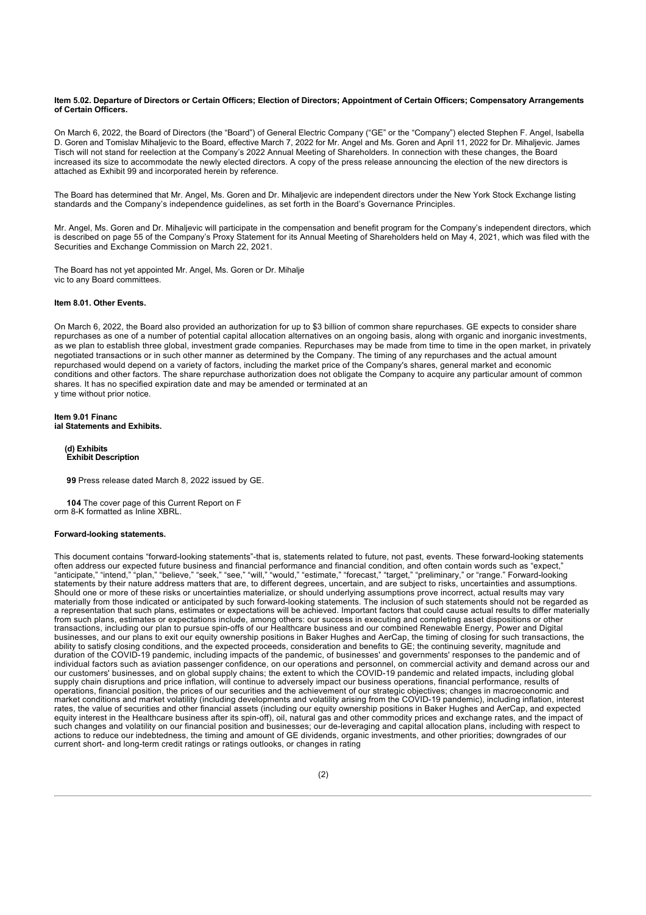**Item 5.02. Departure of Directors or Certain Officers; Election of Directors; Appointment of Certain Officers; Compensatory Arrangements of Certain Officers.**

On March 6, 2022, the Board of Directors (the "Board") of General Electric Company ("GE" or the "Company") elected Stephen F. Angel, Isabella D. Goren and Tomislav Mihaljevic to the Board, effective March 7, 2022 for Mr. Angel and Ms. Goren and April 11, 2022 for Dr. Mihaljevic. James Tisch will not stand for reelection at the Company's 2022 Annual Meeting of Shareholders. In connection with these changes, the Board increased its size to accommodate the newly elected directors. A copy of the press release announcing the election of the new directors is attached as Exhibit 99 and incorporated herein by reference.

The Board has determined that Mr. Angel, Ms. Goren and Dr. Mihaljevic are independent directors under the New York Stock Exchange listing standards and the Company's independence guidelines, as set forth in the Board's Governance Principles.

Mr. Angel, Ms. Goren and Dr. Mihaljevic will participate in the compensation and benefit program for the Company's independent directors, which is described on page 55 of the Company's Proxy Statement for its Annual Meeting of Shareholders held on May 4, 2021, which was filed with the Securities and Exchange Commission on March 22, 2021.

The Board has not yet appointed Mr. Angel, Ms. Goren or Dr. Mihaljevic to any Board committees.

**Item 8.01. Other Events.**

On March 6, 2022, the Board also provided an authorization for up to $3 billion of common share repurchases. GE expects to consider share repurchases as one of a number of potential capital allocation alternatives on an ongoing basis, along with organic and inorganic investments, as we plan to establish three global, investment grade companies. Repurchases may be made from time to time in the open market, in privately negotiated transactions or in such other manner as determined by the Company. The timing of any repurchases and the actual amount repurchased would depend on a variety of factors, including the market price of the Company's shares, general market and economic conditions and other factors. The share repurchase authorization does not obligate the Company to acquire any particular amount of common shares. It has no specified expiration date and may be amended or terminated at any time without prior notice.

**Item 9.01 Financial Statements and Exhibits.**

**(d) Exhibits**
**Exhibit Description**

**99** Press release dated March 8, 2022 issued by GE.

**104** The cover page of this Current Report on Form 8-K formatted as Inline XBRL.

**Forward-looking statements.**

This document contains "forward-looking statements"-that is, statements related to future, not past, events. These forward-looking statements often address our expected future business and financial performance and financial condition, and often contain words such as "expect," "anticipate," "intend," "plan," "believe," "seek," "see," "will," "would," "estimate," "forecast," "target," "preliminary," or "range." Forward-looking statements by their nature address matters that are, to different degrees, uncertain, and are subject to risks, uncertainties and assumptions. Should one or more of these risks or uncertainties materialize, or should underlying assumptions prove incorrect, actual results may vary materially from those indicated or anticipated by such forward-looking statements. The inclusion of such statements should not be regarded as a representation that such plans, estimates or expectations will be achieved. Important factors that could cause actual results to differ materially from such plans, estimates or expectations include, among others: our success in executing and completing asset dispositions or other transactions, including our plan to pursue spin-offs of our Healthcare business and our combined Renewable Energy, Power and Digital businesses, and our plans to exit our equity ownership positions in Baker Hughes and AerCap, the timing of closing for such transactions, the ability to satisfy closing conditions, and the expected proceeds, consideration and benefits to GE; the continuing severity, magnitude and duration of the COVID-19 pandemic, including impacts of the pandemic, of businesses' and governments' responses to the pandemic and of individual factors such as aviation passenger confidence, on our operations and personnel, on commercial activity and demand across our and our customers' businesses, and on global supply chains; the extent to which the COVID-19 pandemic and related impacts, including global supply chain disruptions and price inflation, will continue to adversely impact our business operations, financial performance, results of operations, financial position, the prices of our securities and the achievement of our strategic objectives; changes in macroeconomic and market conditions and market volatility (including developments and volatility arising from the COVID-19 pandemic), including inflation, interest rates, the value of securities and other financial assets (including our equity ownership positions in Baker Hughes and AerCap, and expected equity interest in the Healthcare business after its spin-off), oil, natural gas and other commodity prices and exchange rates, and the impact of such changes and volatility on our financial position and businesses; our de-leveraging and capital allocation plans, including with respect to actions to reduce our indebtedness, the timing and amount of GE dividends, organic investments, and other priorities; downgrades of our current short- and long-term credit ratings or ratings outlooks, or changes in rating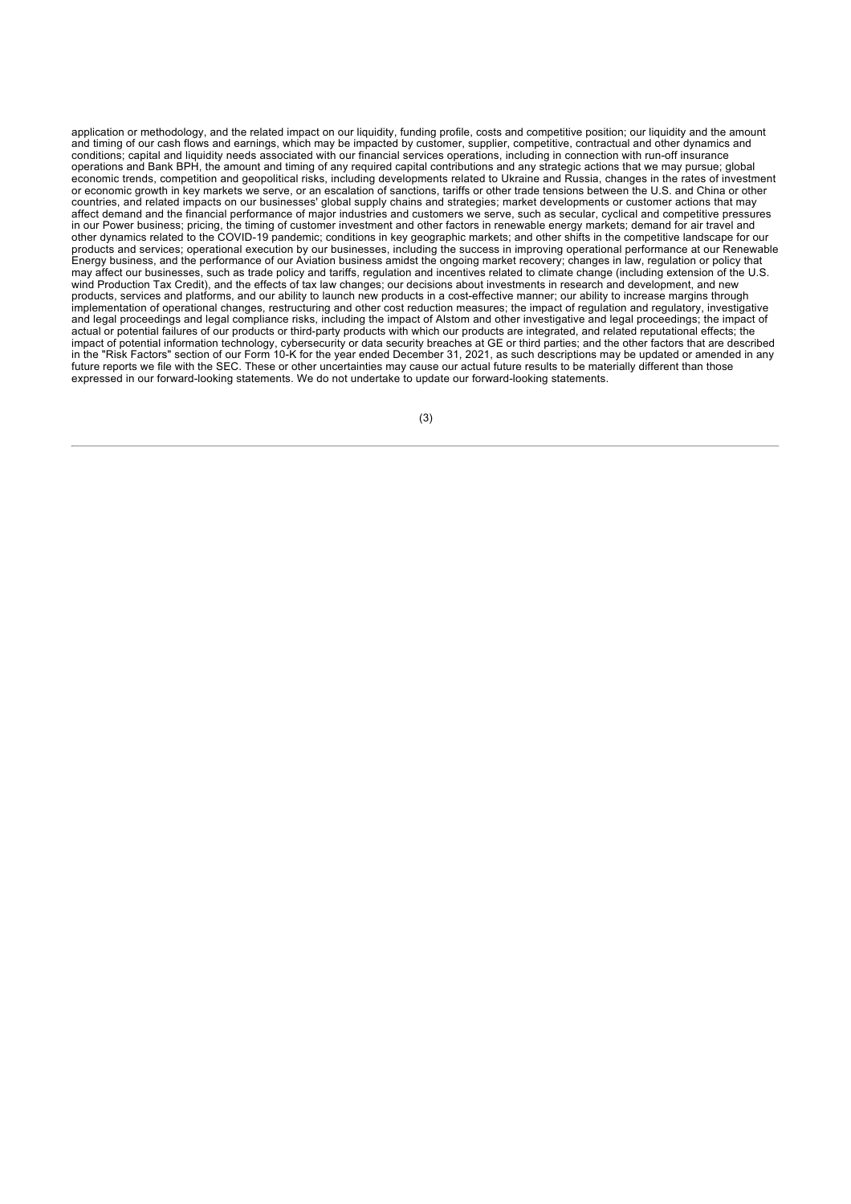application or methodology, and the related impact on our liquidity, funding profile, costs and competitive position; our liquidity and the amount and timing of our cash flows and earnings, which may be impacted by customer, supplier, competitive, contractual and other dynamics and conditions; capital and liquidity needs associated with our financial services operations, including in connection with run-off insurance operations and Bank BPH, the amount and timing of any required capital contributions and any strategic actions that we may pursue; global economic trends, competition and geopolitical risks, including developments related to Ukraine and Russia, changes in the rates of investment or economic growth in key markets we serve, or an escalation of sanctions, tariffs or other trade tensions between the U.S. and China or other countries, and related impacts on our businesses' global supply chains and strategies; market developments or customer actions that may affect demand and the financial performance of major industries and customers we serve, such as secular, cyclical and competitive pressures in our Power business; pricing, the timing of customer investment and other factors in renewable energy markets; demand for air travel and other dynamics related to the COVID-19 pandemic; conditions in key geographic markets; and other shifts in the competitive landscape for our products and services; operational execution by our businesses, including the success in improving operational performance at our Renewable Energy business, and the performance of our Aviation business amidst the ongoing market recovery; changes in law, regulation or policy that may affect our businesses, such as trade policy and tariffs, regulation and incentives related to climate change (including extension of the U.S. wind Production Tax Credit), and the effects of tax law changes; our decisions about investments in research and development, and new products, services and platforms, and our ability to launch new products in a cost-effective manner; our ability to increase margins through implementation of operational changes, restructuring and other cost reduction measures; the impact of regulation and regulatory, investigative and legal proceedings and legal compliance risks, including the impact of Alstom and other investigative and legal proceedings; the impact of actual or potential failures of our products or third-party products with which our products are integrated, and related reputational effects; the impact of potential information technology, cybersecurity or data security breaches at GE or third parties; and the other factors that are described in the "Risk Factors" section of our Form 10-K for the year ended December 31, 2021, as such descriptions may be updated or amended in any future reports we file with the SEC. These or other uncertainties may cause our actual future results to be materially different than those expressed in our forward-looking statements. We do not undertake to update our forward-looking statements.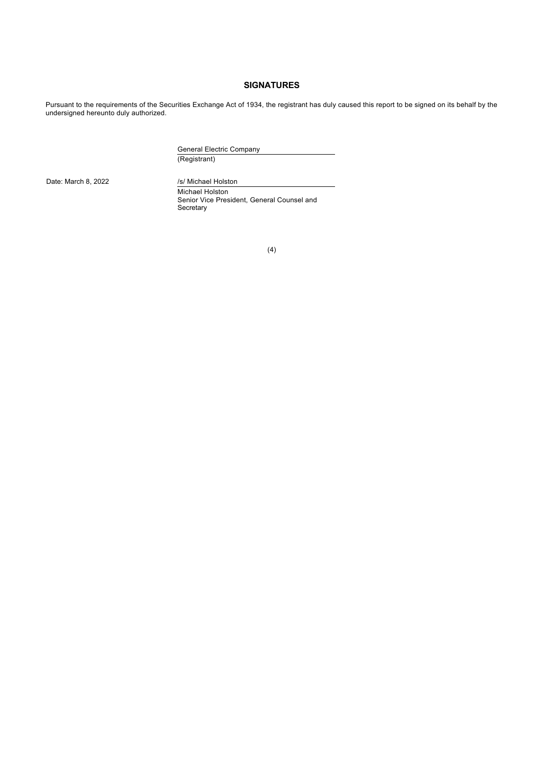## SIGNATURES

Pursuant to the requirements of the Securities Exchange Act of 1934, the registrant has duly caused this report to be signed on its behalf by the undersigned hereunto duly authorized.

General Electric Company
(Registrant)

Date: March 8, 2022

/s/ Michael Holston

Michael Holston
Senior Vice President, General Counsel and Secretary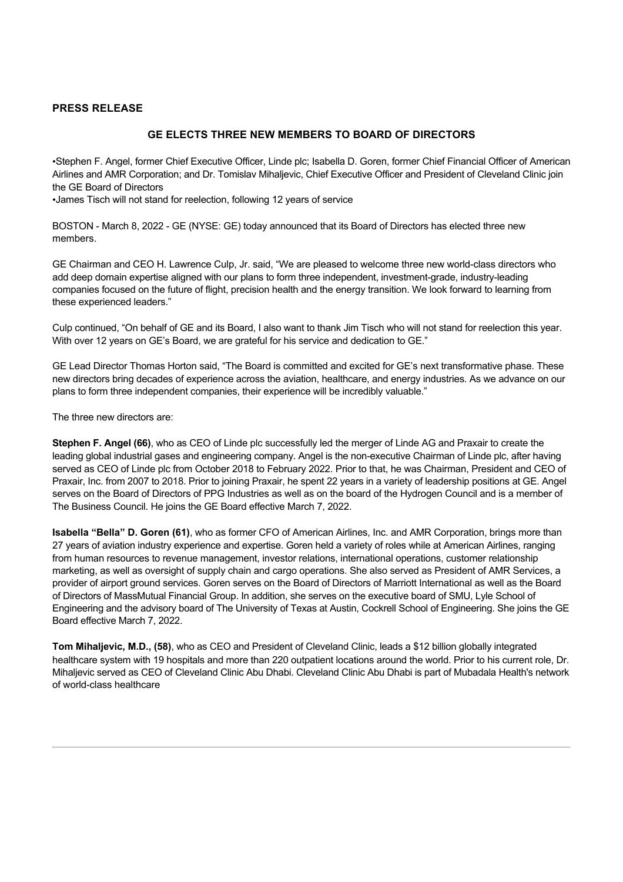**PRESS RELEASE**

## GE ELECTS THREE NEW MEMBERS TO BOARD OF DIRECTORS

•Stephen F. Angel, former Chief Executive Officer, Linde plc; Isabella D. Goren, former Chief Financial Officer of American Airlines and AMR Corporation; and Dr. Tomislav Mihaljevic, Chief Executive Officer and President of Cleveland Clinic join the GE Board of Directors
•James Tisch will not stand for reelection, following 12 years of service

BOSTON - March 8, 2022 - GE (NYSE: GE) today announced that its Board of Directors has elected three new members.

GE Chairman and CEO H. Lawrence Culp, Jr. said, “We are pleased to welcome three new world-class directors who add deep domain expertise aligned with our plans to form three independent, investment-grade, industry-leading companies focused on the future of flight, precision health and the energy transition. We look forward to learning from these experienced leaders.”

Culp continued, “On behalf of GE and its Board, I also want to thank Jim Tisch who will not stand for reelection this year. With over 12 years on GE’s Board, we are grateful for his service and dedication to GE.”

GE Lead Director Thomas Horton said, “The Board is committed and excited for GE’s next transformative phase. These new directors bring decades of experience across the aviation, healthcare, and energy industries. As we advance on our plans to form three independent companies, their experience will be incredibly valuable.”

The three new directors are:

**Stephen F. Angel (66)**, who as CEO of Linde plc successfully led the merger of Linde AG and Praxair to create the leading global industrial gases and engineering company. Angel is the non-executive Chairman of Linde plc, after having served as CEO of Linde plc from October 2018 to February 2022. Prior to that, he was Chairman, President and CEO of Praxair, Inc. from 2007 to 2018. Prior to joining Praxair, he spent 22 years in a variety of leadership positions at GE. Angel serves on the Board of Directors of PPG Industries as well as on the board of the Hydrogen Council and is a member of The Business Council. He joins the GE Board effective March 7, 2022.

**Isabella “Bella” D. Goren (61)**, who as former CFO of American Airlines, Inc. and AMR Corporation, brings more than 27 years of aviation industry experience and expertise. Goren held a variety of roles while at American Airlines, ranging from human resources to revenue management, investor relations, international operations, customer relationship marketing, as well as oversight of supply chain and cargo operations. She also served as President of AMR Services, a provider of airport ground services. Goren serves on the Board of Directors of Marriott International as well as the Board of Directors of MassMutual Financial Group. In addition, she serves on the executive board of SMU, Lyle School of Engineering and the advisory board of The University of Texas at Austin, Cockrell School of Engineering. She joins the GE Board effective March 7, 2022.

**Tom Mihaljevic, M.D., (58)**, who as CEO and President of Cleveland Clinic, leads a $12 billion globally integrated healthcare system with 19 hospitals and more than 220 outpatient locations around the world. Prior to his current role, Dr. Mihaljevic served as CEO of Cleveland Clinic Abu Dhabi. Cleveland Clinic Abu Dhabi is part of Mubadala Health's network of world-class healthcare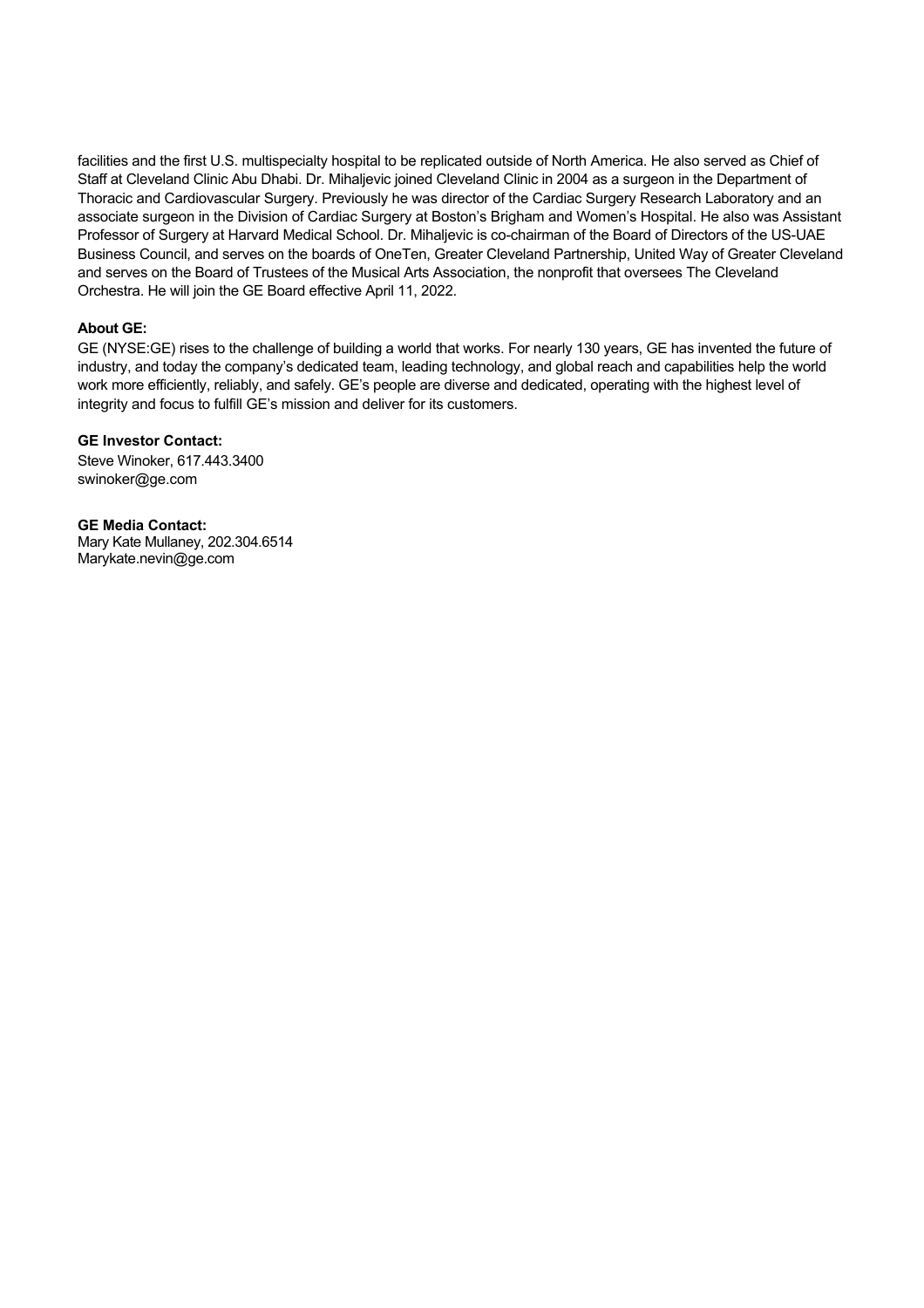facilities and the first U.S. multispecialty hospital to be replicated outside of North America. He also served as Chief of Staff at Cleveland Clinic Abu Dhabi. Dr. Mihaljevic joined Cleveland Clinic in 2004 as a surgeon in the Department of Thoracic and Cardiovascular Surgery. Previously he was director of the Cardiac Surgery Research Laboratory and an associate surgeon in the Division of Cardiac Surgery at Boston's Brigham and Women's Hospital. He also was Assistant Professor of Surgery at Harvard Medical School. Dr. Mihaljevic is co-chairman of the Board of Directors of the US-UAE Business Council, and serves on the boards of OneTen, Greater Cleveland Partnership, United Way of Greater Cleveland and serves on the Board of Trustees of the Musical Arts Association, the nonprofit that oversees The Cleveland Orchestra. He will join the GE Board effective April 11, 2022.

**About GE:**

GE (NYSE:GE) rises to the challenge of building a world that works. For nearly 130 years, GE has invented the future of industry, and today the company's dedicated team, leading technology, and global reach and capabilities help the world work more efficiently, reliably, and safely. GE's people are diverse and dedicated, operating with the highest level of integrity and focus to fulfill GE's mission and deliver for its customers.

**GE Investor Contact:**

Steve Winoker, 617.443.3400
swinoker@ge.com

**GE Media Contact:**

Mary Kate Mullaney, 202.304.6514
Marykate.nevin@ge.com